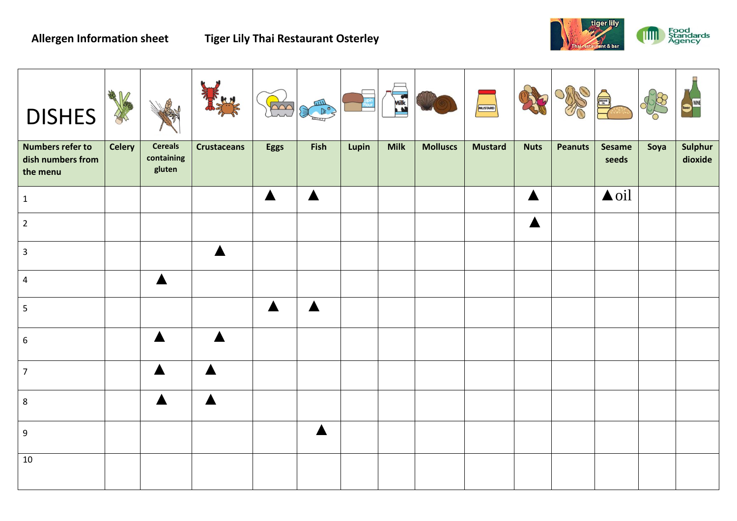Allergen Information sheet     Tiger Lily Thai Restaurant Osterley

| DISHES | | | | | | | | | | | | | | |
|---|---|---|---|---|---|---|---|---|---|---|---|---|---|---|
| Numbers refer to dish numbers from the menu | Celery | Cereals containing gluten | Crustaceans | Eggs | Fish | Lupin | Milk | Molluscs | Mustard | Nuts | Peanuts | Sesame seeds | Soya | Sulphur dioxide |
| 1 | | | | ▲ | ▲ | | | | | ▲ | | ▲oil | | |
| 2 | | | | | | | | | | ▲ | | | | |
| 3 | | | ▲ | | | | | | | | | | | |
| 4 | | ▲ | | | | | | | | | | | | |
| 5 | | | | ▲ | ▲ | | | | | | | | | |
| 6 | | ▲ | ▲ | | | | | | | | | | | |
| 7 | | ▲ | ▲ | | | | | | | | | | | |
| 8 | | ▲ | ▲ | | | | | | | | | | | |
| 9 | | | | | ▲ | | | | | | | | | |
| 10 | | | | | | | | | | | | | | |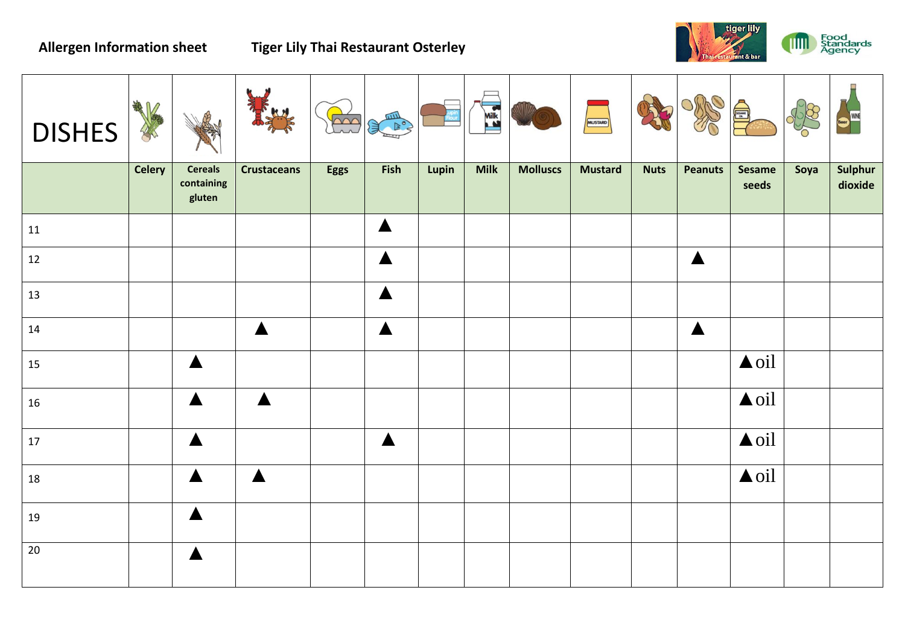**Allergen Information sheet** **Tiger Lily Thai Restaurant Osterley**

| DISHES | Celery | Cereals containing gluten | Crustaceans | Eggs | Fish | Lupin | Milk | Molluscs | Mustard | Nuts | Peanuts | Sesame seeds | Soya | Sulphur dioxide |
|---|---|---|---|---|---|---|---|---|---|---|---|---|---|---|
| 11 | | | | | ▲ | | | | | | | | | |
| 12 | | | | | ▲ | | | | | | ▲ | | | |
| 13 | | | | | ▲ | | | | | | | | | |
| 14 | | | ▲ | | ▲ | | | | | | ▲ | | | |
| 15 | | ▲ | | | | | | | | | | ▲oil | | |
| 16 | | ▲ | ▲ | | | | | | | | | ▲oil | | |
| 17 | | ▲ | | | ▲ | | | | | | | ▲oil | | |
| 18 | | ▲ | ▲ | | | | | | | | | ▲oil | | |
| 19 | | ▲ | | | | | | | | | | | | |
| 20 | | ▲ | | | | | | | | | | | | |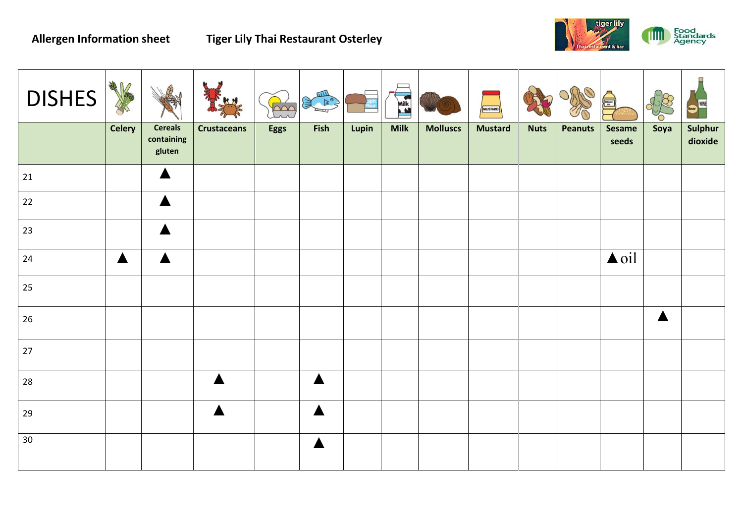Allergen Information sheet **Tiger Lily Thai Restaurant Osterley**

| DISHES | Celery | Cereals containing gluten | Crustaceans | Eggs | Fish | Lupin | Milk | Molluscs | Mustard | Nuts | Peanuts | Sesame seeds | Soya | Sulphur dioxide |
|---|---|---|---|---|---|---|---|---|---|---|---|---|---|---|
| 21 | | ▲ | | | | | | | | | | | | |
| 22 | | ▲ | | | | | | | | | | | | |
| 23 | | ▲ | | | | | | | | | | | | |
| 24 | ▲ | ▲ | | | | | | | | | | ▲oil | | |
| 25 | | | | | | | | | | | | | | |
| 26 | | | | | | | | | | | | | ▲ | |
| 27 | | | | | | | | | | | | | | |
| 28 | | | ▲ | | ▲ | | | | | | | | | |
| 29 | | | ▲ | | ▲ | | | | | | | | | |
| 30 | | | | | ▲ | | | | | | | | | |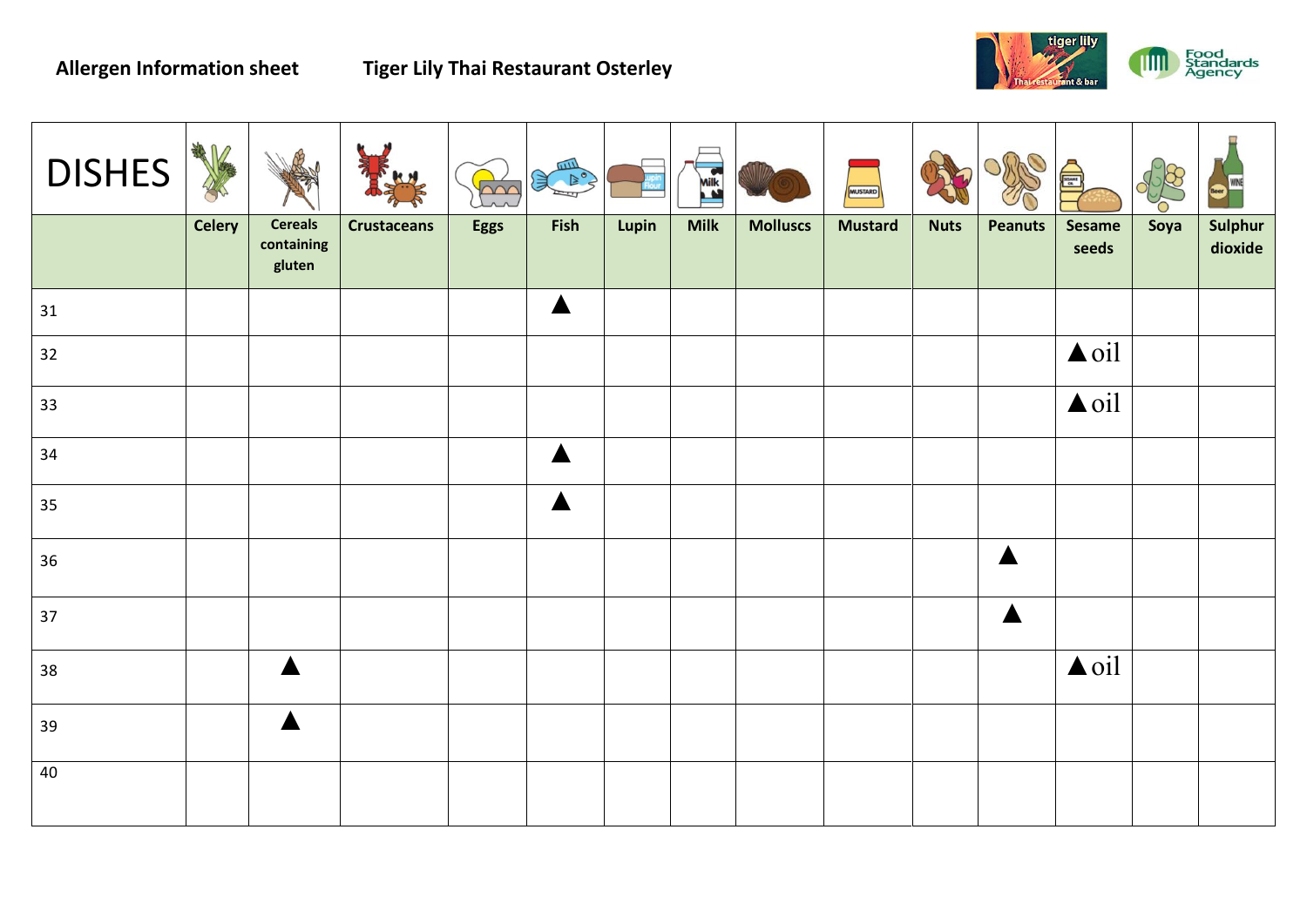Allergen Information sheet **Tiger Lily Thai Restaurant Osterley**

| DISHES | Celery | Cereals containing gluten | Crustaceans | Eggs | Fish | Lupin | Milk | Molluscs | Mustard | Nuts | Peanuts | Sesame seeds | Soya | Sulphur dioxide |
|---|---|---|---|---|---|---|---|---|---|---|---|---|---|---|
| 31 | | | | | ▲ | | | | | | | | | |
| 32 | | | | | | | | | | | | ▲oil | | |
| 33 | | | | | | | | | | | | ▲oil | | |
| 34 | | | | | ▲ | | | | | | | | | |
| 35 | | | | | ▲ | | | | | | | | | |
| 36 | | | | | | | | | | | ▲ | | | |
| 37 | | | | | | | | | | | ▲ | | | |
| 38 | | ▲ | | | | | | | | | | ▲oil | | |
| 39 | | ▲ | | | | | | | | | | | | |
| 40 | | | | | | | | | | | | | | |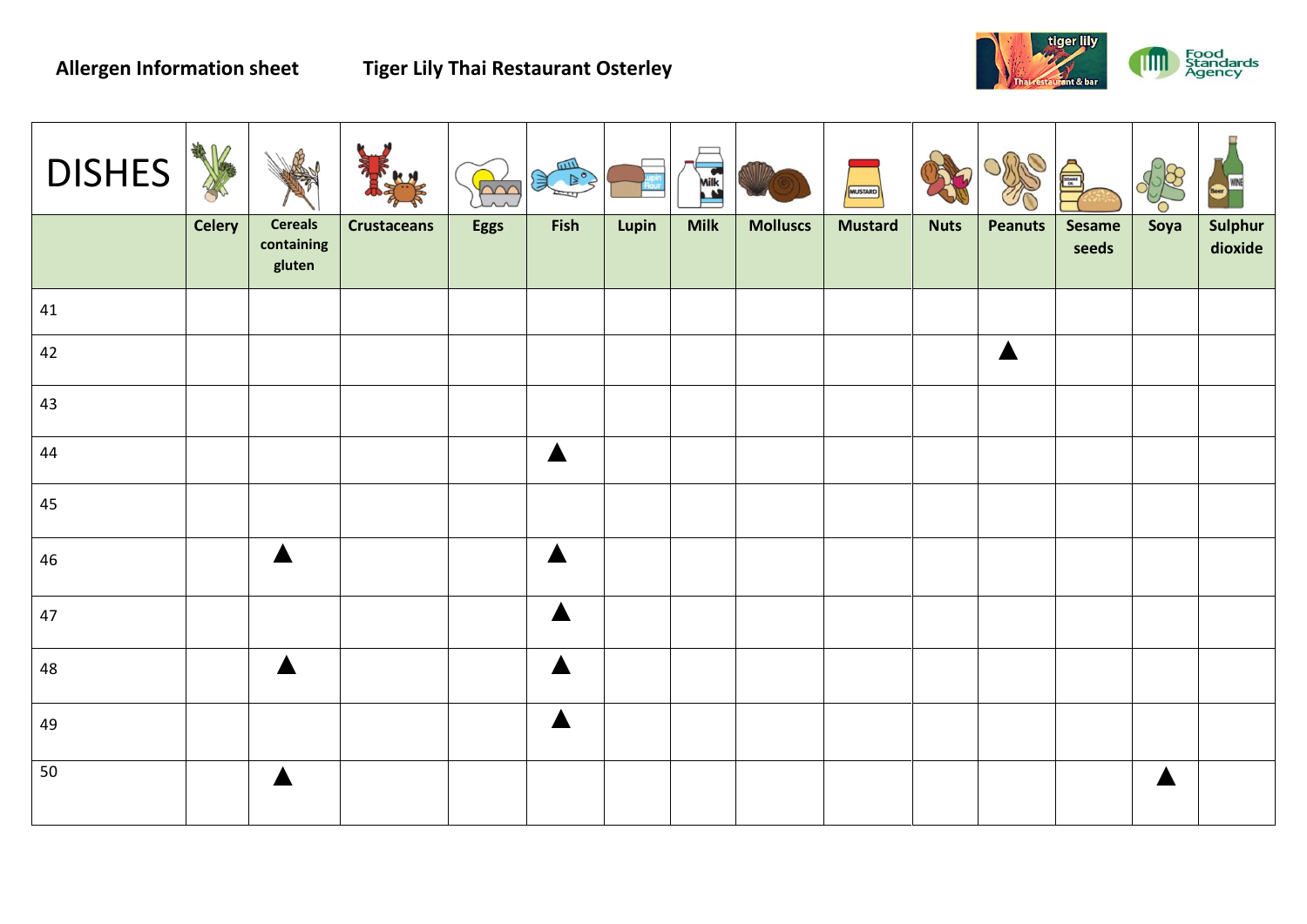Allergen Information sheet **Tiger Lily Thai Restaurant Osterley**

| DISHES | Celery | Cereals containing gluten | Crustaceans | Eggs | Fish | Lupin | Milk | Molluscs | Mustard | Nuts | Peanuts | Sesame seeds | Soya | Sulphur dioxide |
|---|---|---|---|---|---|---|---|---|---|---|---|---|---|---|
| 41 | | | | | | | | | | | | | | |
| 42 | | | | | | | | | | | ▲ | | | |
| 43 | | | | | | | | | | | | | | |
| 44 | | | | | ▲ | | | | | | | | | |
| 45 | | | | | | | | | | | | | | |
| 46 | | ▲ | | | ▲ | | | | | | | | | |
| 47 | | | | | ▲ | | | | | | | | | |
| 48 | | ▲ | | | ▲ | | | | | | | | | |
| 49 | | | | | ▲ | | | | | | | | | |
| 50 | | ▲ | | | | | | | | | | | ▲ | |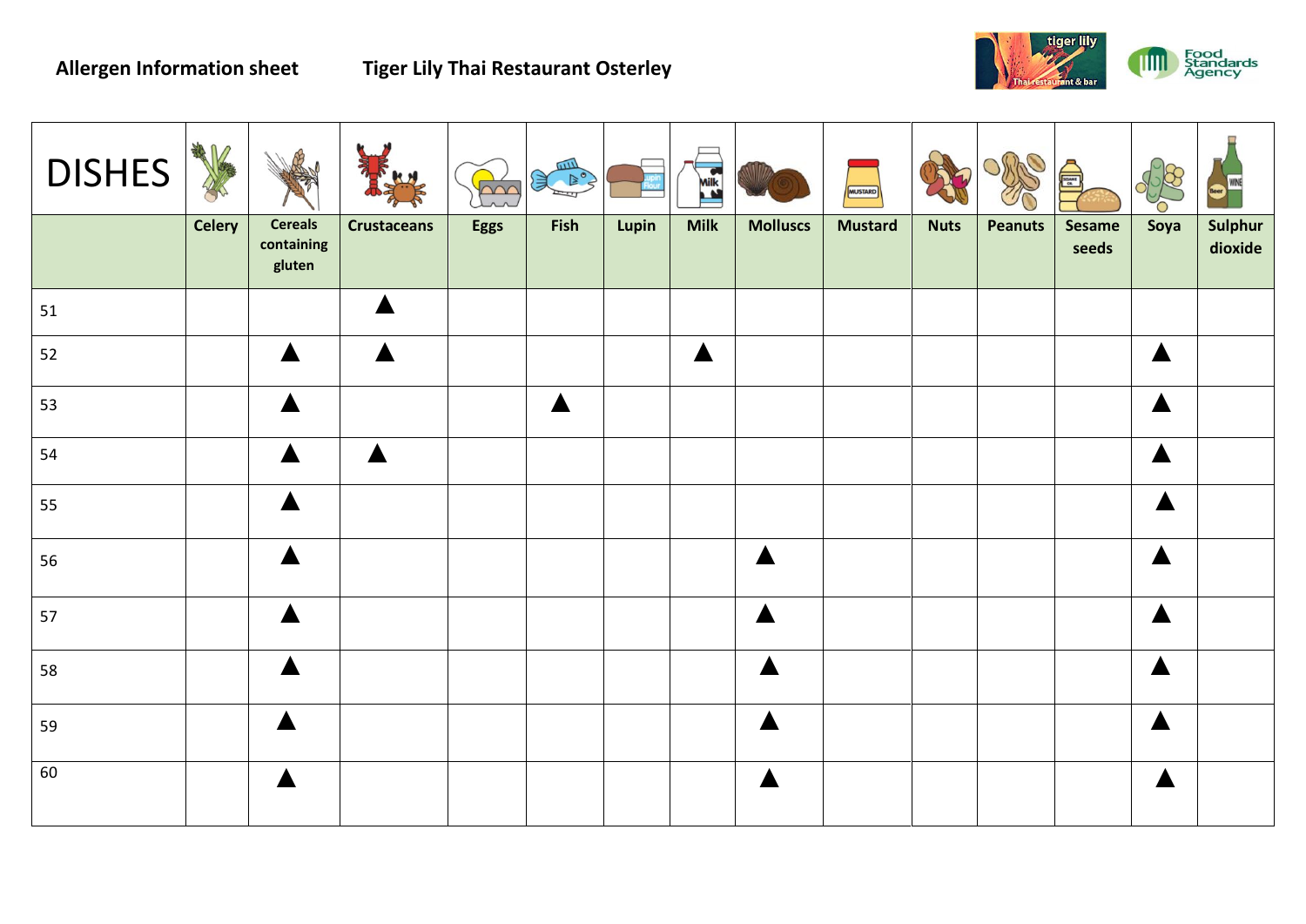Allergen Information sheet Tiger Lily Thai Restaurant Osterley

| DISHES | Celery | Cereals containing gluten | Crustaceans | Eggs | Fish | Lupin | Milk | Molluscs | Mustard | Nuts | Peanuts | Sesame seeds | Soya | Sulphur dioxide |
|---|---|---|---|---|---|---|---|---|---|---|---|---|---|---|
| 51 | | | ▲ | | | | | | | | | | | |
| 52 | | ▲ | ▲ | | | | ▲ | | | | | | ▲ | |
| 53 | | ▲ | | | ▲ | | | | | | | | ▲ | |
| 54 | | ▲ | ▲ | | | | | | | | | | ▲ | |
| 55 | | ▲ | | | | | | | | | | | ▲ | |
| 56 | | ▲ | | | | | | ▲ | | | | | ▲ | |
| 57 | | ▲ | | | | | | ▲ | | | | | ▲ | |
| 58 | | ▲ | | | | | | ▲ | | | | | ▲ | |
| 59 | | ▲ | | | | | | ▲ | | | | | ▲ | |
| 60 | | ▲ | | | | | | ▲ | | | | | ▲ | |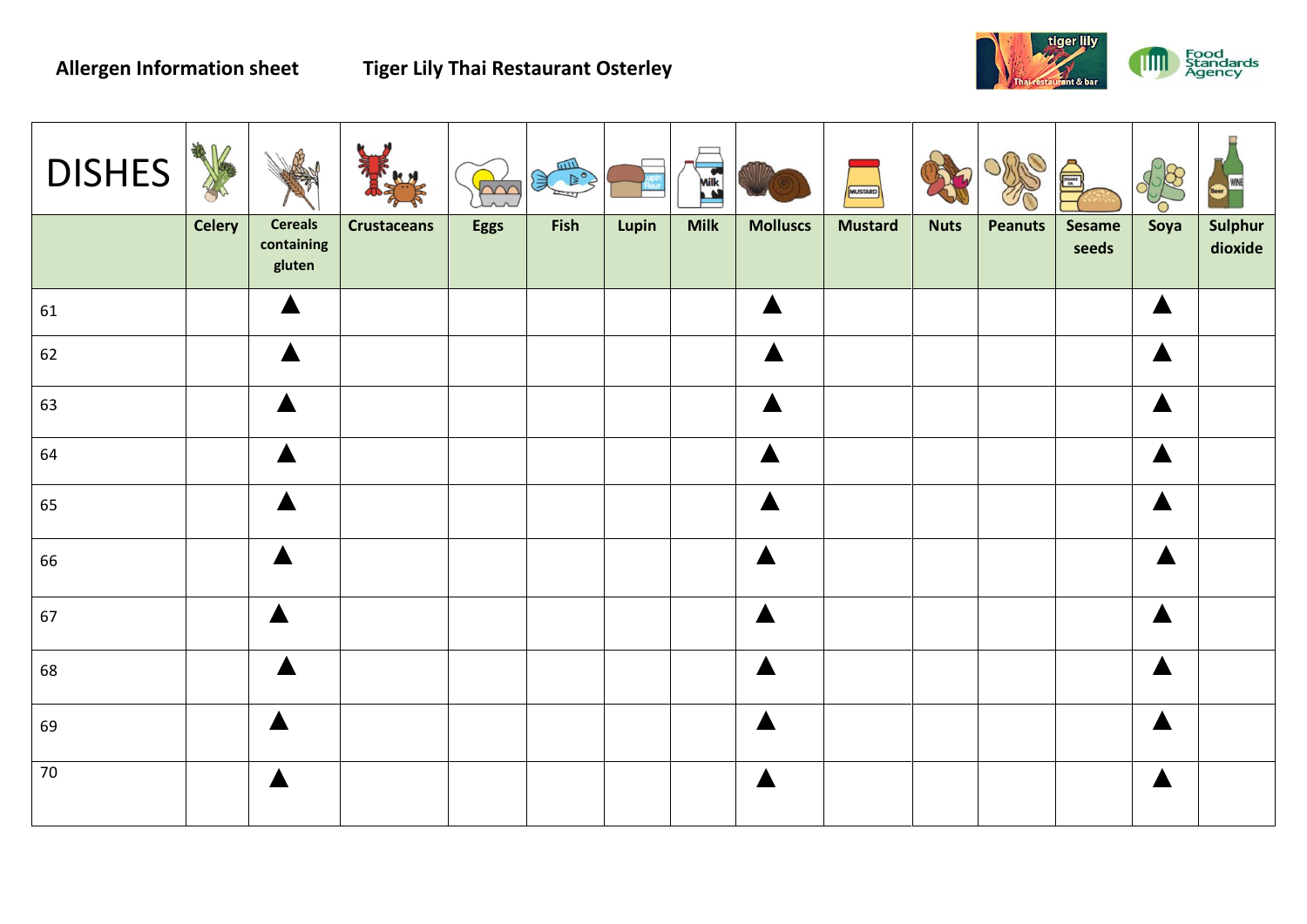Allergen Information sheet    Tiger Lily Thai Restaurant Osterley

| DISHES | Celery | Cereals containing gluten | Crustaceans | Eggs | Fish | Lupin | Milk | Molluscs | Mustard | Nuts | Peanuts | Sesame seeds | Soya | Sulphur dioxide |
|---|---|---|---|---|---|---|---|---|---|---|---|---|---|---|
| 61 | | ▲ | | | | | | ▲ | | | | | ▲ | |
| 62 | | ▲ | | | | | | ▲ | | | | | ▲ | |
| 63 | | ▲ | | | | | | ▲ | | | | | ▲ | |
| 64 | | ▲ | | | | | | ▲ | | | | | ▲ | |
| 65 | | ▲ | | | | | | ▲ | | | | | ▲ | |
| 66 | | ▲ | | | | | | ▲ | | | | | ▲ | |
| 67 | | ▲ | | | | | | ▲ | | | | | ▲ | |
| 68 | | ▲ | | | | | | ▲ | | | | | ▲ | |
| 69 | | ▲ | | | | | | ▲ | | | | | ▲ | |
| 70 | | ▲ | | | | | | ▲ | | | | | ▲ | |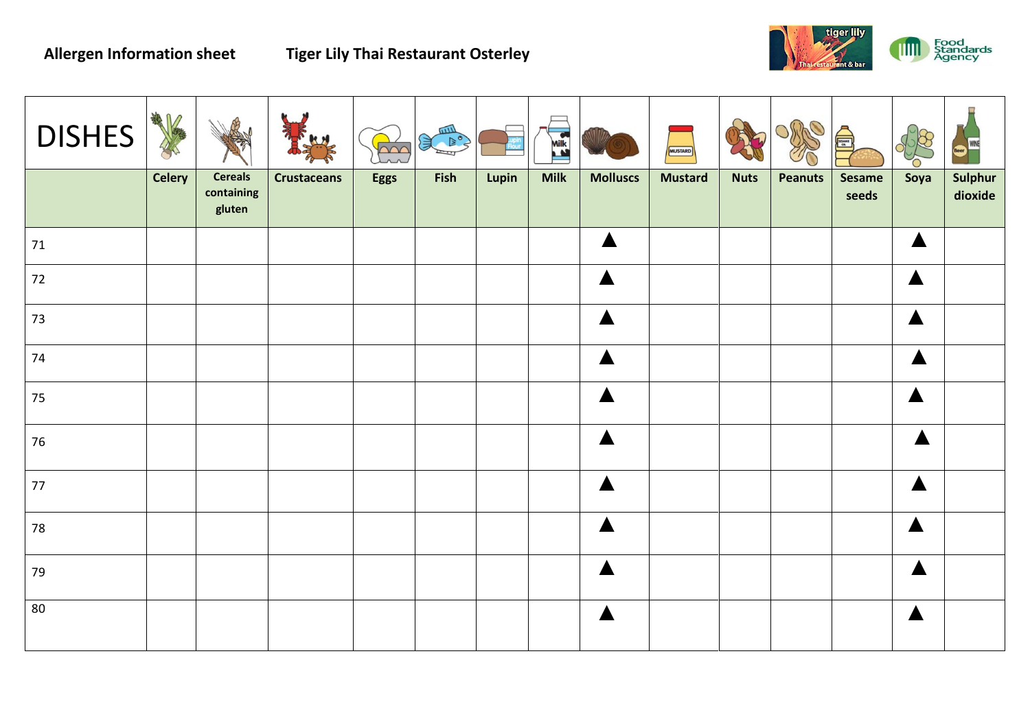Allergen Information sheet    Tiger Lily Thai Restaurant Osterley

| DISHES | Celery | Cereals containing gluten | Crustaceans | Eggs | Fish | Lupin | Milk | Molluscs | Mustard | Nuts | Peanuts | Sesame seeds | Soya | Sulphur dioxide |
|---|---|---|---|---|---|---|---|---|---|---|---|---|---|---|
| 71 | | | | | | | | ▲ | | | | | ▲ | |
| 72 | | | | | | | | ▲ | | | | | ▲ | |
| 73 | | | | | | | | ▲ | | | | | ▲ | |
| 74 | | | | | | | | ▲ | | | | | ▲ | |
| 75 | | | | | | | | ▲ | | | | | ▲ | |
| 76 | | | | | | | | ▲ | | | | | ▲ | |
| 77 | | | | | | | | ▲ | | | | | ▲ | |
| 78 | | | | | | | | ▲ | | | | | ▲ | |
| 79 | | | | | | | | ▲ | | | | | ▲ | |
| 80 | | | | | | | | ▲ | | | | | ▲ | |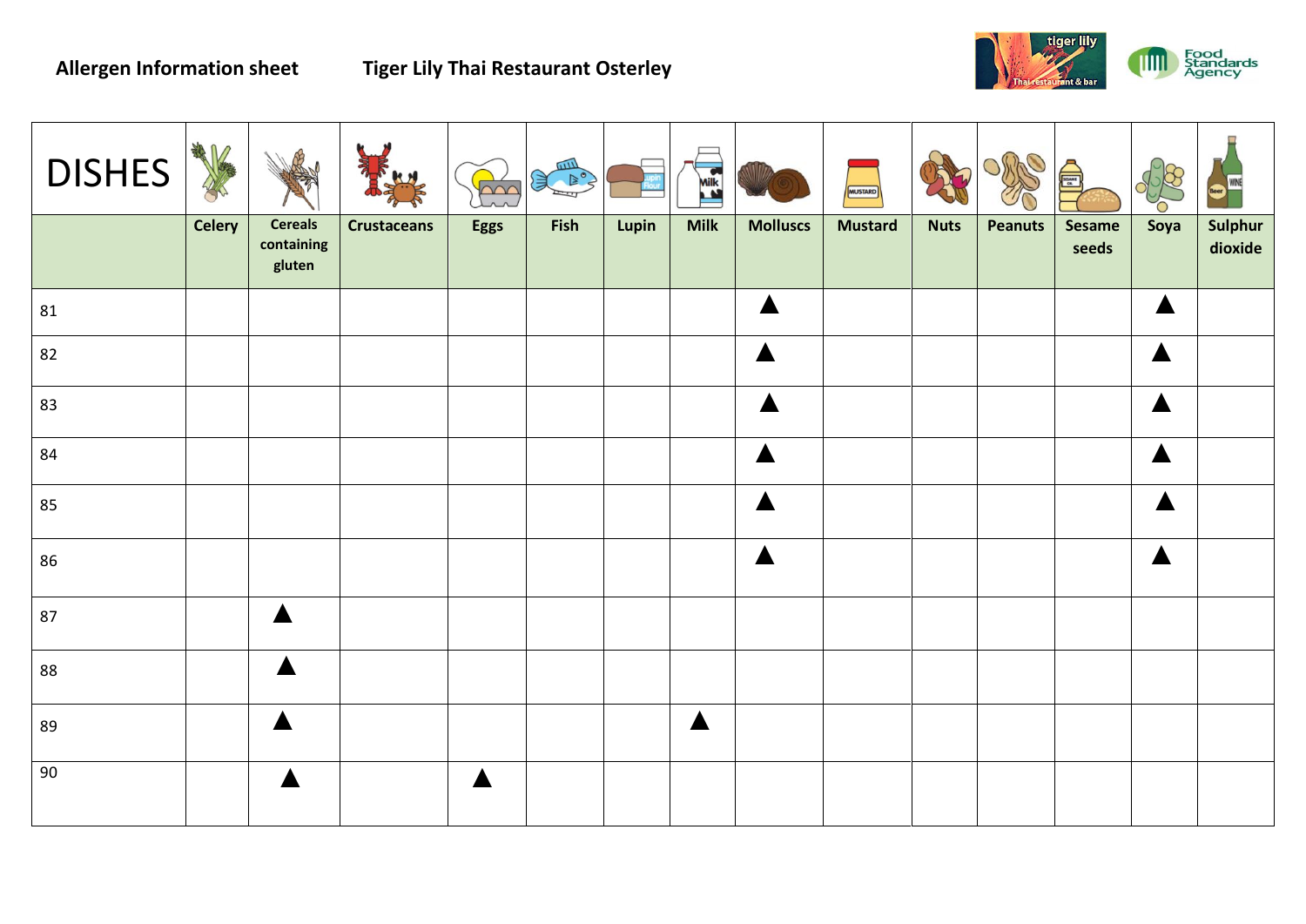Allergen Information sheet Tiger Lily Thai Restaurant Osterley

| DISHES | Celery | Cereals containing gluten | Crustaceans | Eggs | Fish | Lupin | Milk | Molluscs | Mustard | Nuts | Peanuts | Sesame seeds | Soya | Sulphur dioxide |
|---|---|---|---|---|---|---|---|---|---|---|---|---|---|---|
| 81 | | | | | | | | ▲ | | | | | ▲ | |
| 82 | | | | | | | | ▲ | | | | | ▲ | |
| 83 | | | | | | | | ▲ | | | | | ▲ | |
| 84 | | | | | | | | ▲ | | | | | ▲ | |
| 85 | | | | | | | | ▲ | | | | | ▲ | |
| 86 | | | | | | | | ▲ | | | | | ▲ | |
| 87 | | ▲ | | | | | | | | | | | | |
| 88 | | ▲ | | | | | | | | | | | | |
| 89 | | ▲ | | | | | ▲ | | | | | | | |
| 90 | | ▲ | | ▲ | | | | | | | | | | |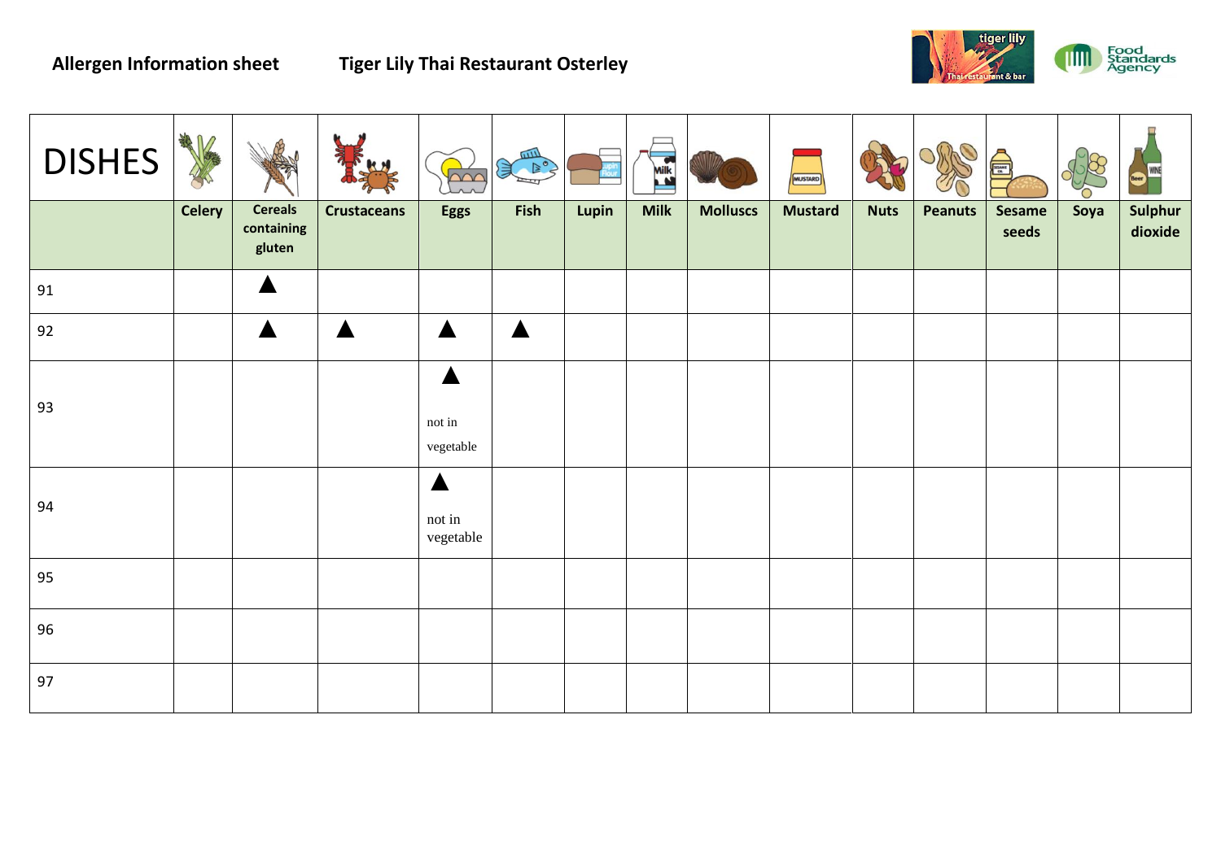Allergen Information sheet Tiger Lily Thai Restaurant Osterley

| DISHES | Celery | Cereals containing gluten | Crustaceans | Eggs | Fish | Lupin | Milk | Molluscs | Mustard | Nuts | Peanuts | Sesame seeds | Soya | Sulphur dioxide |
|---|---|---|---|---|---|---|---|---|---|---|---|---|---|---|
| 91 | | ▲ | | | | | | | | | | | | |
| 92 | | ▲ | ▲ | ▲ | ▲ | | | | | | | | | |
| 93 | | | | ▲ not in vegetable | | | | | | | | | | |
| 94 | | | | ▲ not in vegetable | | | | | | | | | | |
| 95 | | | | | | | | | | | | | | |
| 96 | | | | | | | | | | | | | | |
| 97 | | | | | | | | | | | | | | |